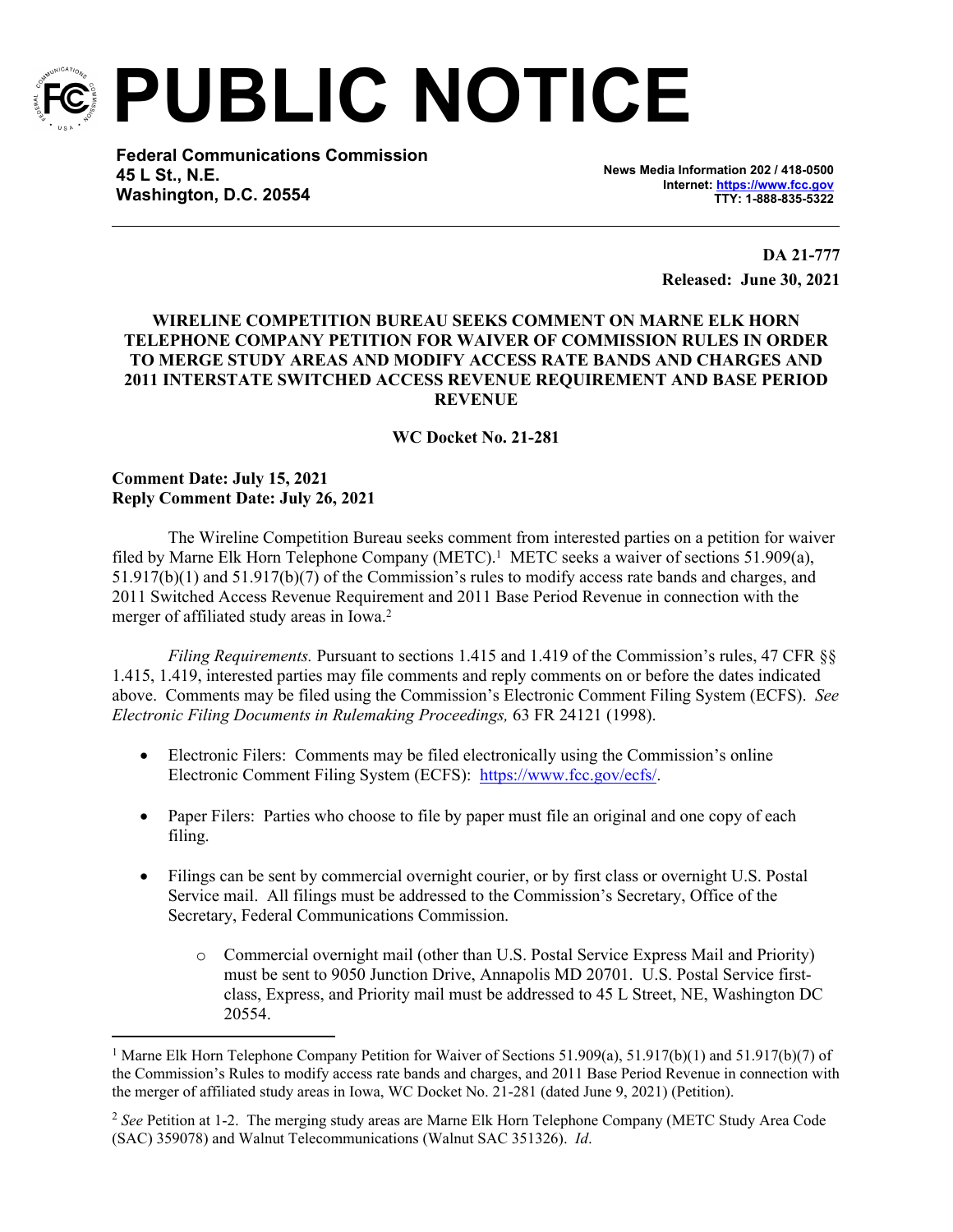# PUBLIC NOTICE

**Federal Communications Commission**
**45 L St., N.E.**
**Washington, D.C. 20554**

**News Media Information 202 / 418-0500**
**Internet: https://www.fcc.gov**
**TTY: 1-888-835-5322**

**DA 21-777**
**Released: June 30, 2021**

**WIRELINE COMPETITION BUREAU SEEKS COMMENT ON MARNE ELK HORN TELEPHONE COMPANY PETITION FOR WAIVER OF COMMISSION RULES IN ORDER TO MERGE STUDY AREAS AND MODIFY ACCESS RATE BANDS AND CHARGES AND 2011 INTERSTATE SWITCHED ACCESS REVENUE REQUIREMENT AND BASE PERIOD REVENUE**

**WC Docket No. 21-281**

**Comment Date: July 15, 2021**
**Reply Comment Date: July 26, 2021**

The Wireline Competition Bureau seeks comment from interested parties on a petition for waiver filed by Marne Elk Horn Telephone Company (METC).[1] METC seeks a waiver of sections 51.909(a), 51.917(b)(1) and 51.917(b)(7) of the Commission's rules to modify access rate bands and charges, and 2011 Switched Access Revenue Requirement and 2011 Base Period Revenue in connection with the merger of affiliated study areas in Iowa.[2]

*Filing Requirements.* Pursuant to sections 1.415 and 1.419 of the Commission's rules, 47 CFR §§ 1.415, 1.419, interested parties may file comments and reply comments on or before the dates indicated above. Comments may be filed using the Commission's Electronic Comment Filing System (ECFS). *See Electronic Filing Documents in Rulemaking Proceedings,* 63 FR 24121 (1998).

- Electronic Filers: Comments may be filed electronically using the Commission's online Electronic Comment Filing System (ECFS): https://www.fcc.gov/ecfs/.

- Paper Filers: Parties who choose to file by paper must file an original and one copy of each filing.

- Filings can be sent by commercial overnight courier, or by first class or overnight U.S. Postal Service mail. All filings must be addressed to the Commission's Secretary, Office of the Secretary, Federal Communications Commission.

  - Commercial overnight mail (other than U.S. Postal Service Express Mail and Priority) must be sent to 9050 Junction Drive, Annapolis MD 20701. U.S. Postal Service first-class, Express, and Priority mail must be addressed to 45 L Street, NE, Washington DC 20554.

---

[1] Marne Elk Horn Telephone Company Petition for Waiver of Sections 51.909(a), 51.917(b)(1) and 51.917(b)(7) of the Commission's Rules to modify access rate bands and charges, and 2011 Base Period Revenue in connection with the merger of affiliated study areas in Iowa, WC Docket No. 21-281 (dated June 9, 2021) (Petition).

[2] *See* Petition at 1-2. The merging study areas are Marne Elk Horn Telephone Company (METC Study Area Code (SAC) 359078) and Walnut Telecommunications (Walnut SAC 351326). *Id*.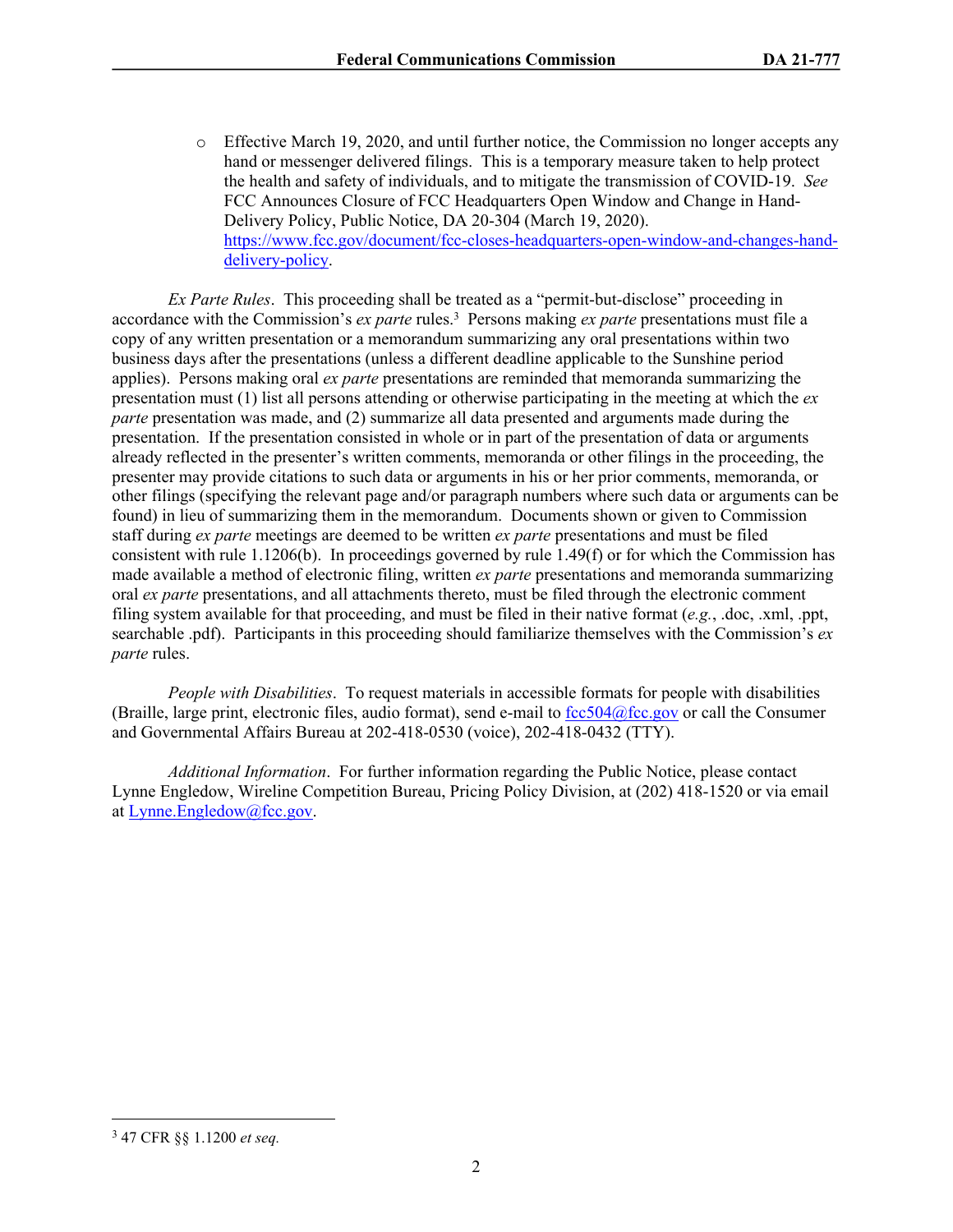- Effective March 19, 2020, and until further notice, the Commission no longer accepts any hand or messenger delivered filings. This is a temporary measure taken to help protect the health and safety of individuals, and to mitigate the transmission of COVID-19. *See* FCC Announces Closure of FCC Headquarters Open Window and Change in Hand-Delivery Policy, Public Notice, DA 20-304 (March 19, 2020). https://www.fcc.gov/document/fcc-closes-headquarters-open-window-and-changes-hand-delivery-policy.

*Ex Parte Rules*. This proceeding shall be treated as a "permit-but-disclose" proceeding in accordance with the Commission's *ex parte* rules.[3] Persons making *ex parte* presentations must file a copy of any written presentation or a memorandum summarizing any oral presentations within two business days after the presentations (unless a different deadline applicable to the Sunshine period applies). Persons making oral *ex parte* presentations are reminded that memoranda summarizing the presentation must (1) list all persons attending or otherwise participating in the meeting at which the *ex parte* presentation was made, and (2) summarize all data presented and arguments made during the presentation. If the presentation consisted in whole or in part of the presentation of data or arguments already reflected in the presenter's written comments, memoranda or other filings in the proceeding, the presenter may provide citations to such data or arguments in his or her prior comments, memoranda, or other filings (specifying the relevant page and/or paragraph numbers where such data or arguments can be found) in lieu of summarizing them in the memorandum. Documents shown or given to Commission staff during *ex parte* meetings are deemed to be written *ex parte* presentations and must be filed consistent with rule 1.1206(b). In proceedings governed by rule 1.49(f) or for which the Commission has made available a method of electronic filing, written *ex parte* presentations and memoranda summarizing oral *ex parte* presentations, and all attachments thereto, must be filed through the electronic comment filing system available for that proceeding, and must be filed in their native format (*e.g.*, .doc, .xml, .ppt, searchable .pdf). Participants in this proceeding should familiarize themselves with the Commission's *ex parte* rules.

*People with Disabilities*. To request materials in accessible formats for people with disabilities (Braille, large print, electronic files, audio format), send e-mail to fcc504@fcc.gov or call the Consumer and Governmental Affairs Bureau at 202-418-0530 (voice), 202-418-0432 (TTY).

*Additional Information*. For further information regarding the Public Notice, please contact Lynne Engledow, Wireline Competition Bureau, Pricing Policy Division, at (202) 418-1520 or via email at Lynne.Engledow@fcc.gov.

---

[3] 47 CFR §§ 1.1200 *et seq.*